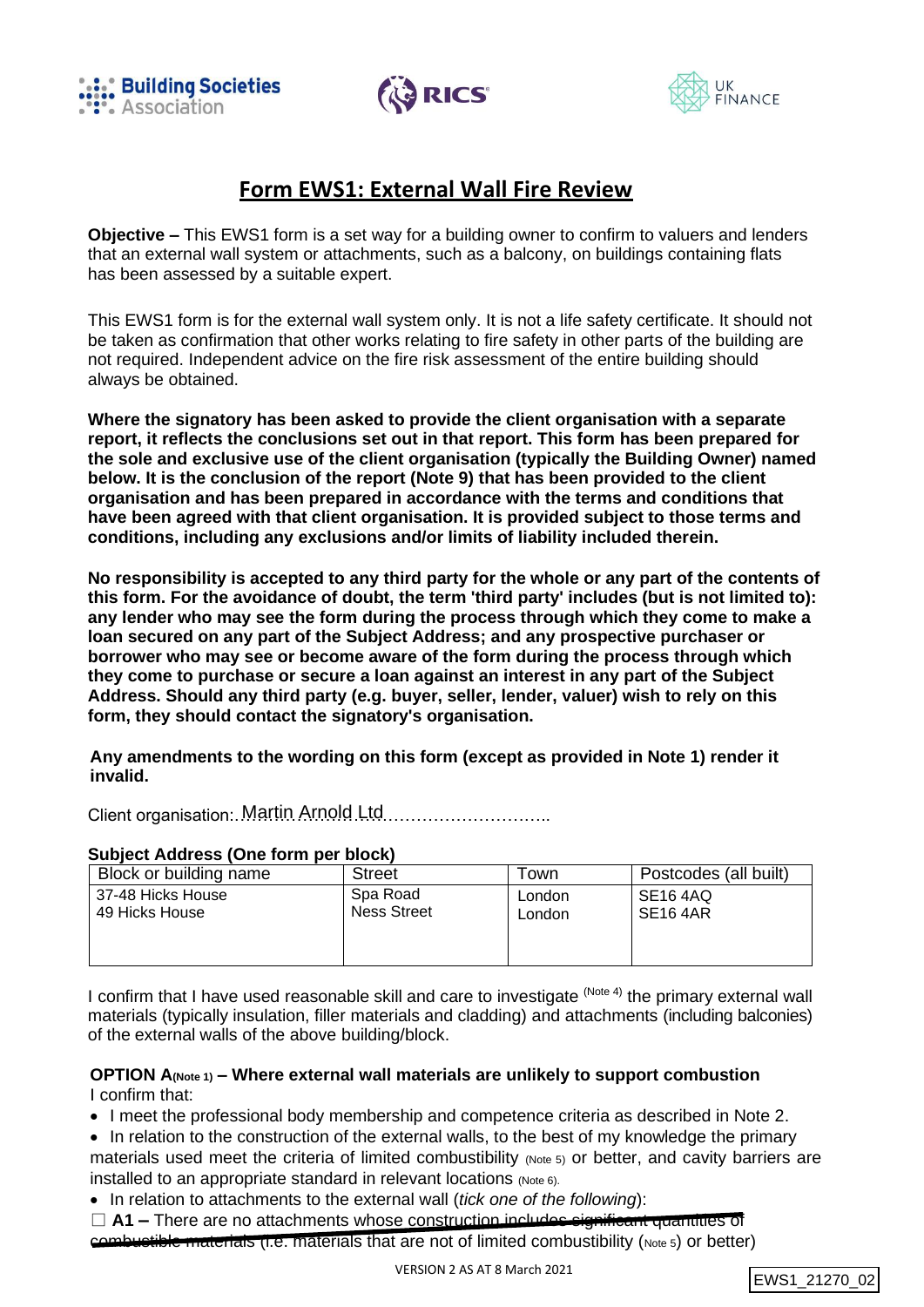# Form EWS1: External Wall Fire Review

**Objective –** This EWS1 form is a set way for a building owner to confirm to valuers and lenders that an external wall system or attachments, such as a balcony, on buildings containing flats has been assessed by a suitable expert.

This EWS1 form is for the external wall system only. It is not a life safety certificate. It should not be taken as confirmation that other works relating to fire safety in other parts of the building are not required. Independent advice on the fire risk assessment of the entire building should always be obtained.

**Where the signatory has been asked to provide the client organisation with a separate report, it reflects the conclusions set out in that report. This form has been prepared for the sole and exclusive use of the client organisation (typically the Building Owner) named below. It is the conclusion of the report (Note 9) that has been provided to the client organisation and has been prepared in accordance with the terms and conditions that have been agreed with that client organisation. It is provided subject to those terms and conditions, including any exclusions and/or limits of liability included therein.**

**No responsibility is accepted to any third party for the whole or any part of the contents of this form. For the avoidance of doubt, the term 'third party' includes (but is not limited to): any lender who may see the form during the process through which they come to make a loan secured on any part of the Subject Address; and any prospective purchaser or borrower who may see or become aware of the form during the process through which they come to purchase or secure a loan against an interest in any part of the Subject Address. Should any third party (e.g. buyer, seller, lender, valuer) wish to rely on this form, they should contact the signatory's organisation.**

**Any amendments to the wording on this form (except as provided in Note 1) render it invalid.**

Client organisation: Martin Arnold Ltd

**Subject Address (One form per block)**

| Block or building name | Street | Town | Postcodes (all built) |
|---|---|---|---|
| 37-48 Hicks House<br>49 Hicks House | Spa Road<br>Ness Street | London<br>London | SE16 4AQ<br>SE16 4AR |

I confirm that I have used reasonable skill and care to investigate (Note 4) the primary external wall materials (typically insulation, filler materials and cladding) and attachments (including balconies) of the external walls of the above building/block.

**OPTION A (Note 1) – Where external wall materials are unlikely to support combustion**
I confirm that:

- I meet the professional body membership and competence criteria as described in Note 2.
- In relation to the construction of the external walls, to the best of my knowledge the primary materials used meet the criteria of limited combustibility (Note 5) or better, and cavity barriers are installed to an appropriate standard in relevant locations (Note 6).
- In relation to attachments to the external wall (*tick one of the following*):

☐ **A1 –** ~~There are no attachments whose construction includes significant quantities of combustible materials~~ (i.e. materials that are not of limited combustibility (Note 5) or better)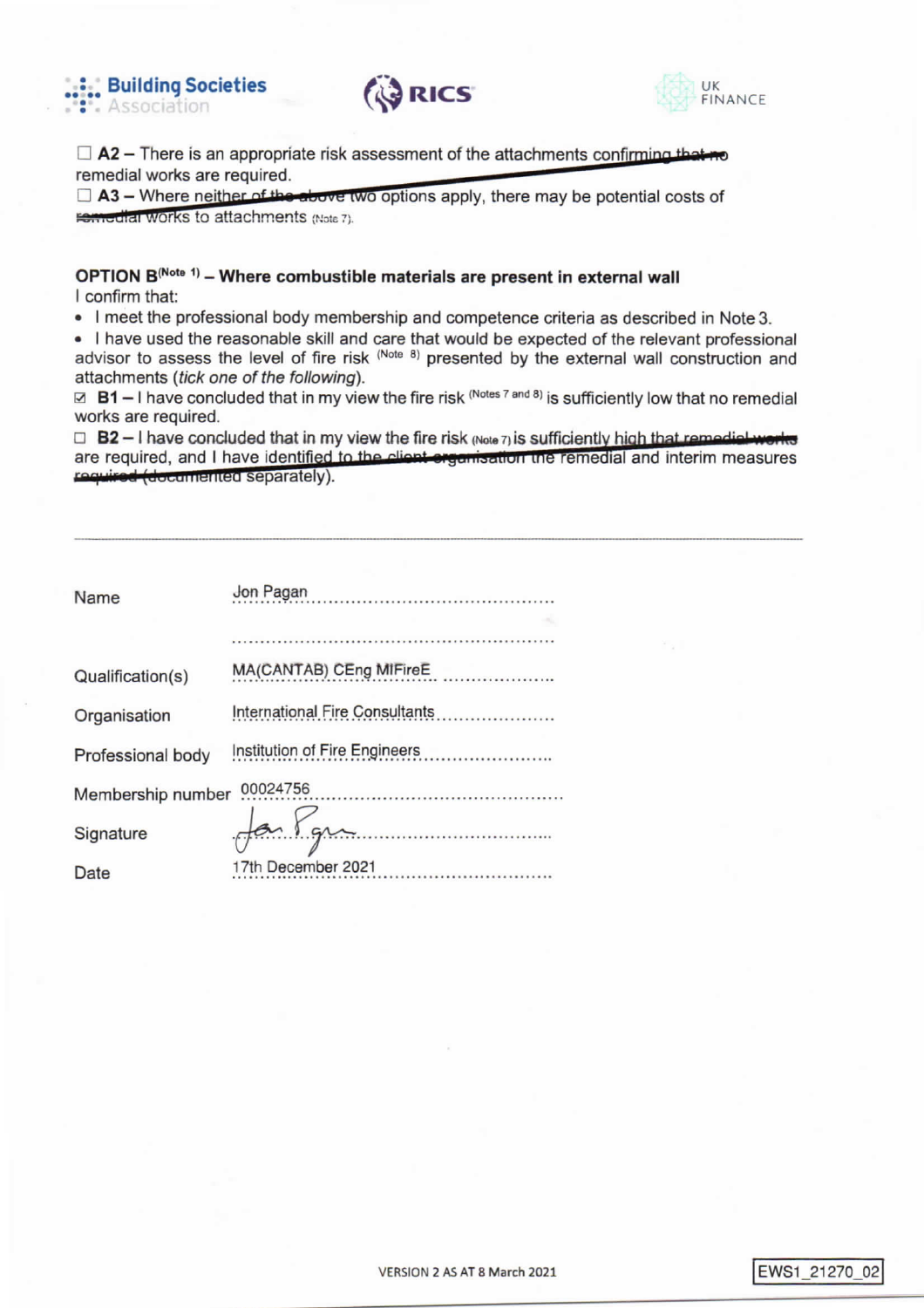☐ **A2** – There is an appropriate risk assessment of the attachments confirming that no remedial works are required.
☐ **A3** – Where neither of the above two options apply, there may be potential costs of remedial works to attachments (Note 7).

**OPTION B**(Note 1) **– Where combustible materials are present in external wall**

I confirm that:

- I meet the professional body membership and competence criteria as described in Note 3.
- I have used the reasonable skill and care that would be expected of the relevant professional advisor to assess the level of fire risk (Note 8) presented by the external wall construction and attachments (*tick one of the following*).

☑ **B1** – I have concluded that in my view the fire risk (Notes 7 and 8) is sufficiently low that no remedial works are required.
☐ **B2** – I have concluded that in my view the fire risk (Note 7) is sufficiently high that remedial works are required, and I have identified to the client organisation the remedial and interim measures required (documented separately).

---

| | |
|---|---|
| Name | Jon Pagan |
| Qualification(s) | MA(CANTAB) CEng MIFireE |
| Organisation | International Fire Consultants |
| Professional body | Institution of Fire Engineers |
| Membership number | 00024756 |
| Signature | *(signed)* |
| Date | 17th December 2021 |

VERSION 2 AS AT 8 March 2021

EWS1_21270_02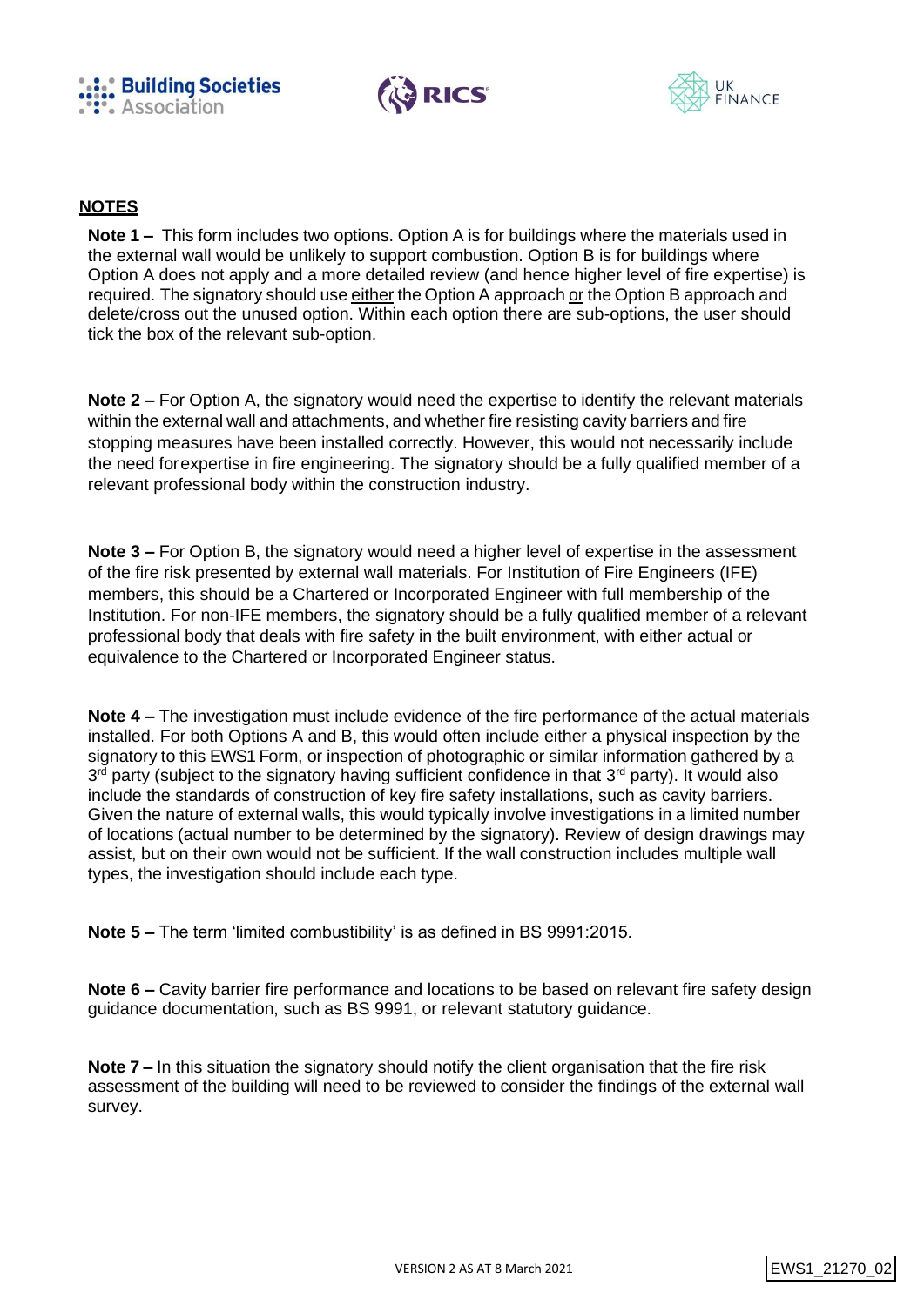## NOTES

**Note 1 –** This form includes two options. Option A is for buildings where the materials used in the external wall would be unlikely to support combustion. Option B is for buildings where Option A does not apply and a more detailed review (and hence higher level of fire expertise) is required. The signatory should use either the Option A approach or the Option B approach and delete/cross out the unused option. Within each option there are sub-options, the user should tick the box of the relevant sub-option.

**Note 2 –** For Option A, the signatory would need the expertise to identify the relevant materials within the external wall and attachments, and whether fire resisting cavity barriers and fire stopping measures have been installed correctly. However, this would not necessarily include the need for expertise in fire engineering. The signatory should be a fully qualified member of a relevant professional body within the construction industry.

**Note 3 –** For Option B, the signatory would need a higher level of expertise in the assessment of the fire risk presented by external wall materials. For Institution of Fire Engineers (IFE) members, this should be a Chartered or Incorporated Engineer with full membership of the Institution. For non-IFE members, the signatory should be a fully qualified member of a relevant professional body that deals with fire safety in the built environment, with either actual or equivalence to the Chartered or Incorporated Engineer status.

**Note 4 –** The investigation must include evidence of the fire performance of the actual materials installed. For both Options A and B, this would often include either a physical inspection by the signatory to this EWS1 Form, or inspection of photographic or similar information gathered by a 3rd party (subject to the signatory having sufficient confidence in that 3rd party). It would also include the standards of construction of key fire safety installations, such as cavity barriers. Given the nature of external walls, this would typically involve investigations in a limited number of locations (actual number to be determined by the signatory). Review of design drawings may assist, but on their own would not be sufficient. If the wall construction includes multiple wall types, the investigation should include each type.

**Note 5 –** The term 'limited combustibility' is as defined in BS 9991:2015.

**Note 6 –** Cavity barrier fire performance and locations to be based on relevant fire safety design guidance documentation, such as BS 9991, or relevant statutory guidance.

**Note 7 –** In this situation the signatory should notify the client organisation that the fire risk assessment of the building will need to be reviewed to consider the findings of the external wall survey.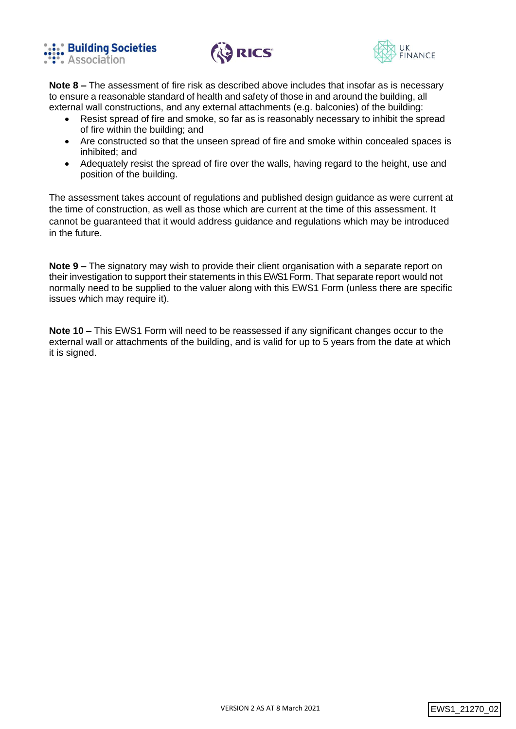**Note 8 –** The assessment of fire risk as described above includes that insofar as is necessary to ensure a reasonable standard of health and safety of those in and around the building, all external wall constructions, and any external attachments (e.g. balconies) of the building:

- Resist spread of fire and smoke, so far as is reasonably necessary to inhibit the spread of fire within the building; and
- Are constructed so that the unseen spread of fire and smoke within concealed spaces is inhibited; and
- Adequately resist the spread of fire over the walls, having regard to the height, use and position of the building.

The assessment takes account of regulations and published design guidance as were current at the time of construction, as well as those which are current at the time of this assessment. It cannot be guaranteed that it would address guidance and regulations which may be introduced in the future.

**Note 9 –** The signatory may wish to provide their client organisation with a separate report on their investigation to support their statements in this EWS1 Form. That separate report would not normally need to be supplied to the valuer along with this EWS1 Form (unless there are specific issues which may require it).

**Note 10 –** This EWS1 Form will need to be reassessed if any significant changes occur to the external wall or attachments of the building, and is valid for up to 5 years from the date at which it is signed.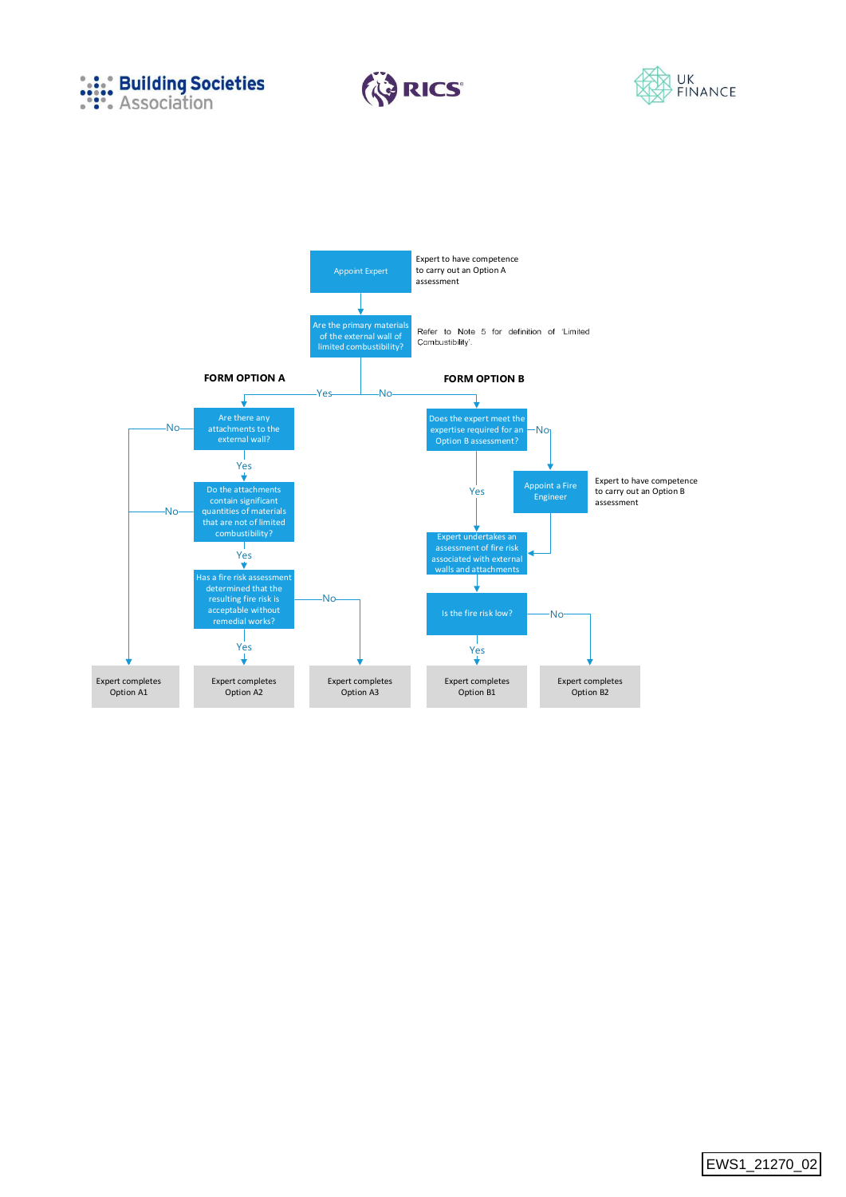Building Societies Association

RICS

UK FINANCE

Appoint Expert

Expert to have competence to carry out an Option A assessment

Are the primary materials of the external wall of limited combustibility?

Refer to Note 5 for definition of 'Limited Combustibility'.

**FORM OPTION A**

**FORM OPTION B**

Yes

No

Are there any attachments to the external wall?

No

Yes

Do the attachments contain significant quantities of materials that are not of limited combustibility?

No

Yes

Has a fire risk assessment determined that the resulting fire risk is acceptable without remedial works?

No

Yes

Does the expert meet the expertise required for an Option B assessment?

No

Appoint a Fire Engineer

Expert to have competence to carry out an Option B assessment

Yes

Expert undertakes an assessment of fire risk associated with external walls and attachments

Is the fire risk low?

No

Yes

Expert completes Option A1

Expert completes Option A2

Expert completes Option A3

Expert completes Option B1

Expert completes Option B2

EWS1_21270_02